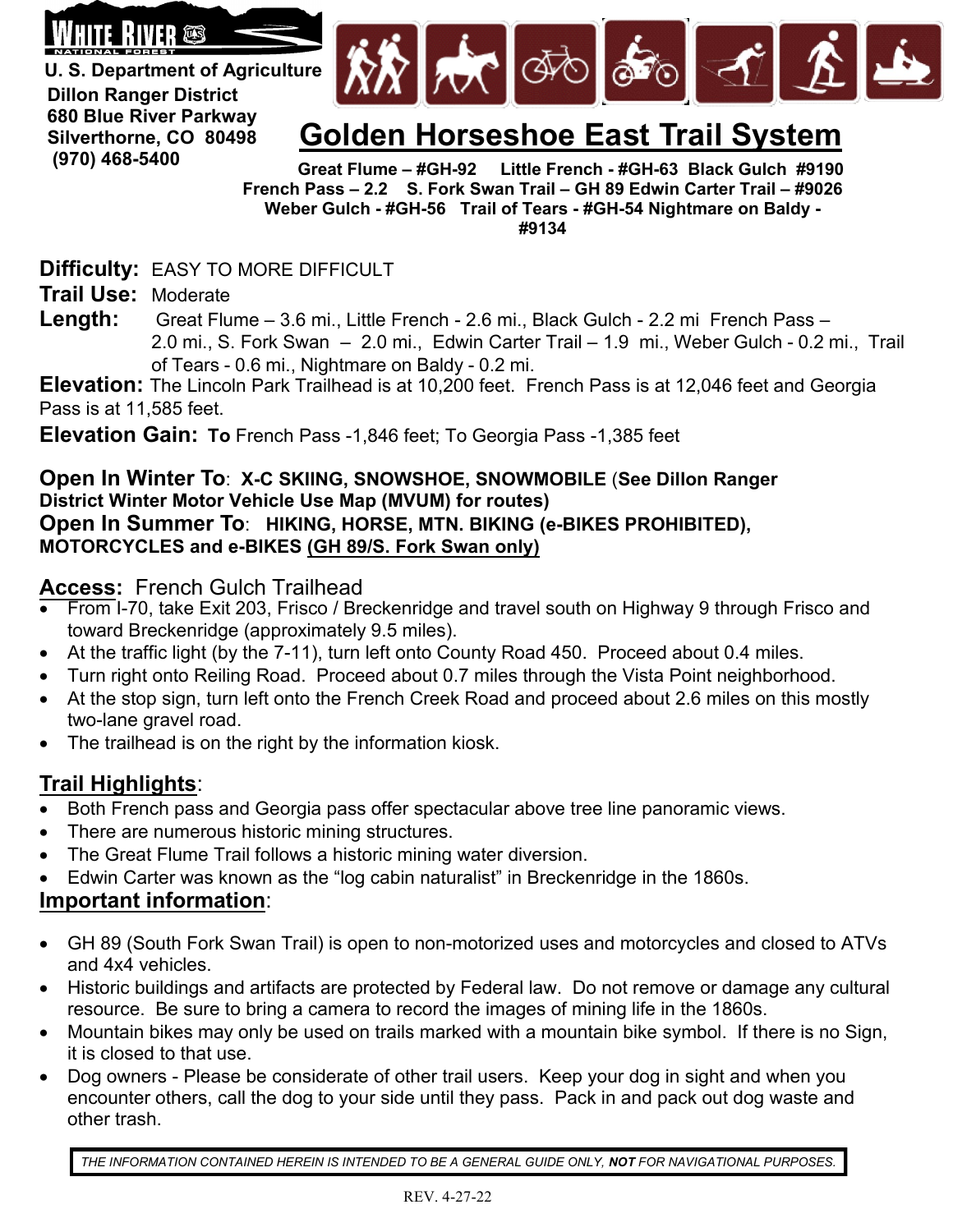WHITE RIVER NATIONAL FOREST

U. S. Department of Agriculture
Dillon Ranger District
680 Blue River Parkway
Silverthorne, CO 80498
(970) 468-5400

# Golden Horseshoe East Trail System

**Great Flume – #GH-92 Little French - #GH-63 Black Gulch #9190 French Pass – 2.2 S. Fork Swan Trail – GH 89 Edwin Carter Trail – #9026 Weber Gulch - #GH-56 Trail of Tears - #GH-54 Nightmare on Baldy - #9134**

**Difficulty:** EASY TO MORE DIFFICULT
**Trail Use:** Moderate
**Length:** Great Flume – 3.6 mi., Little French - 2.6 mi., Black Gulch - 2.2 mi French Pass – 2.0 mi., S. Fork Swan – 2.0 mi., Edwin Carter Trail – 1.9 mi., Weber Gulch - 0.2 mi., Trail of Tears - 0.6 mi., Nightmare on Baldy - 0.2 mi.
**Elevation:** The Lincoln Park Trailhead is at 10,200 feet. French Pass is at 12,046 feet and Georgia Pass is at 11,585 feet.
**Elevation Gain: To** French Pass -1,846 feet; To Georgia Pass -1,385 feet

**Open In Winter To**: **X-C SKIING, SNOWSHOE, SNOWMOBILE** (**See Dillon Ranger District Winter Motor Vehicle Use Map (MVUM) for routes)**
**Open In Summer To**: **HIKING, HORSE, MTN. BIKING (e-BIKES PROHIBITED), MOTORCYCLES and e-BIKES (GH 89/S. Fork Swan only)**

## Access: French Gulch Trailhead

- From I-70, take Exit 203, Frisco / Breckenridge and travel south on Highway 9 through Frisco and toward Breckenridge (approximately 9.5 miles).
- At the traffic light (by the 7-11), turn left onto County Road 450. Proceed about 0.4 miles.
- Turn right onto Reiling Road. Proceed about 0.7 miles through the Vista Point neighborhood.
- At the stop sign, turn left onto the French Creek Road and proceed about 2.6 miles on this mostly two-lane gravel road.
- The trailhead is on the right by the information kiosk.

## Trail Highlights:

- Both French pass and Georgia pass offer spectacular above tree line panoramic views.
- There are numerous historic mining structures.
- The Great Flume Trail follows a historic mining water diversion.
- Edwin Carter was known as the "log cabin naturalist" in Breckenridge in the 1860s.

## Important information:

- GH 89 (South Fork Swan Trail) is open to non-motorized uses and motorcycles and closed to ATVs and 4x4 vehicles.
- Historic buildings and artifacts are protected by Federal law. Do not remove or damage any cultural resource. Be sure to bring a camera to record the images of mining life in the 1860s.
- Mountain bikes may only be used on trails marked with a mountain bike symbol. If there is no Sign, it is closed to that use.
- Dog owners - Please be considerate of other trail users. Keep your dog in sight and when you encounter others, call the dog to your side until they pass. Pack in and pack out dog waste and other trash.

*THE INFORMATION CONTAINED HEREIN IS INTENDED TO BE A GENERAL GUIDE ONLY, **NOT** FOR NAVIGATIONAL PURPOSES.*

REV. 4-27-22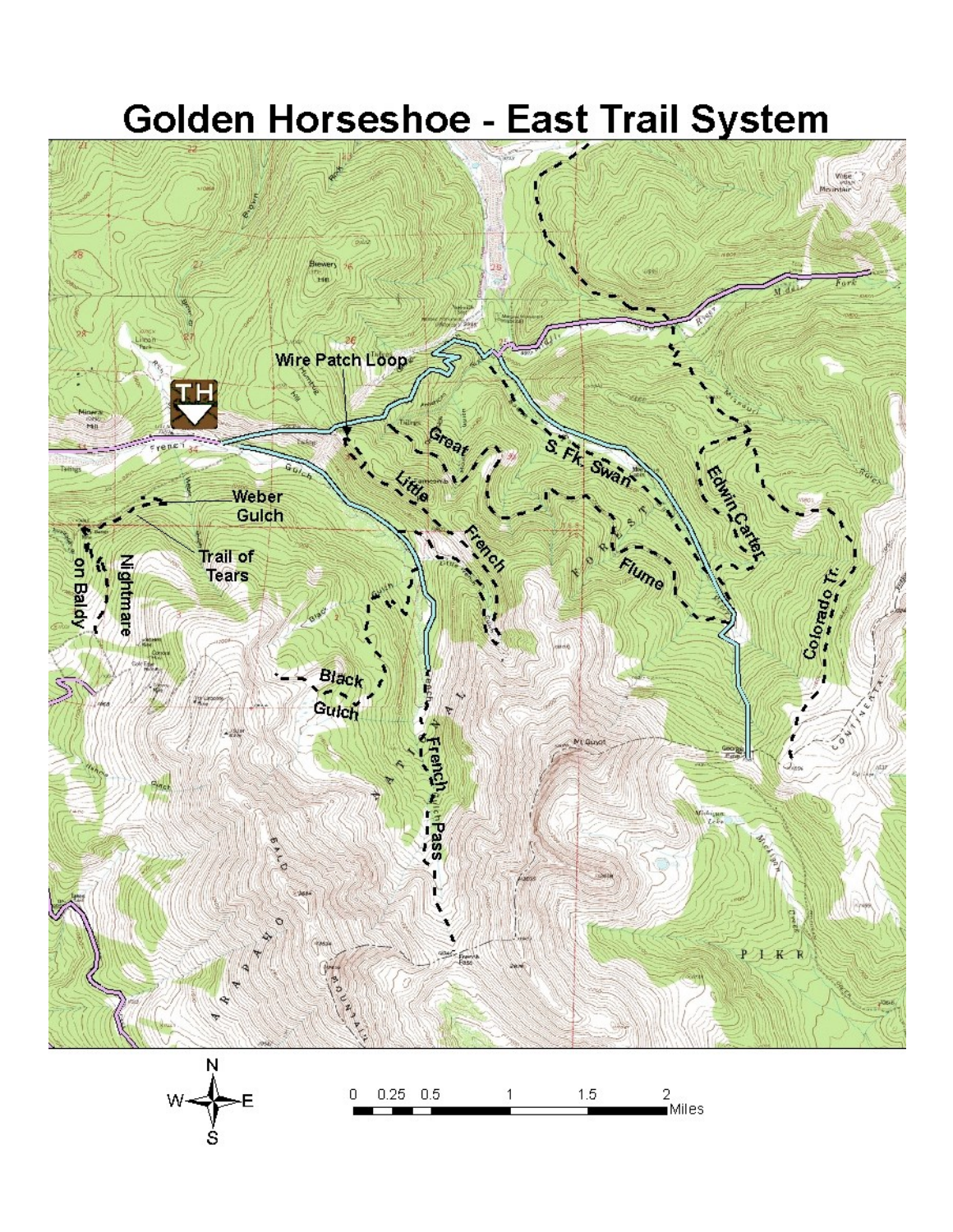# Golden Horseshoe - East Trail System

Wire Patch Loop

TH

Weber Gulch

Trail of Tears

on Baldy

Nightmare

Great

Little

French

S. Fk. Swan

Edwin Carter

Flume

Colorado Tr.

Black Gulch

French Pass

N

W E

S

0 0.25 0.5 1 1.5 2 Miles